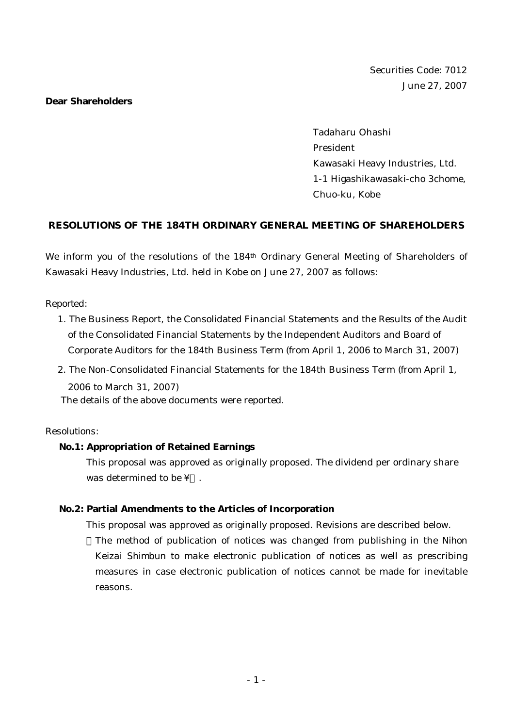Securities Code: 7012

June 27, 2007

**Dear Shareholders**

Tadaharu Ohashi
President
Kawasaki Heavy Industries, Ltd.
1-1 Higashikawasaki-cho 3chome,
Chuo-ku, Kobe

## RESOLUTIONS OF THE 184TH ORDINARY GENERAL MEETING OF SHAREHOLDERS

We inform you of the resolutions of the 184th Ordinary General Meeting of Shareholders of Kawasaki Heavy Industries, Ltd. held in Kobe on June 27, 2007 as follows:

Reported:

1. The Business Report, the Consolidated Financial Statements and the Results of the Audit of the Consolidated Financial Statements by the Independent Auditors and Board of Corporate Auditors for the 184th Business Term (from April 1, 2006 to March 31, 2007)
2. The Non-Consolidated Financial Statements for the 184th Business Term (from April 1, 2006 to March 31, 2007)

The details of the above documents were reported.

Resolutions:

**No.1: Appropriation of Retained Earnings**

This proposal was approved as originally proposed. The dividend per ordinary share was determined to be ¥ .

**No.2: Partial Amendments to the Articles of Incorporation**

This proposal was approved as originally proposed. Revisions are described below.

The method of publication of notices was changed from publishing in the Nihon Keizai Shimbun to make electronic publication of notices as well as prescribing measures in case electronic publication of notices cannot be made for inevitable reasons.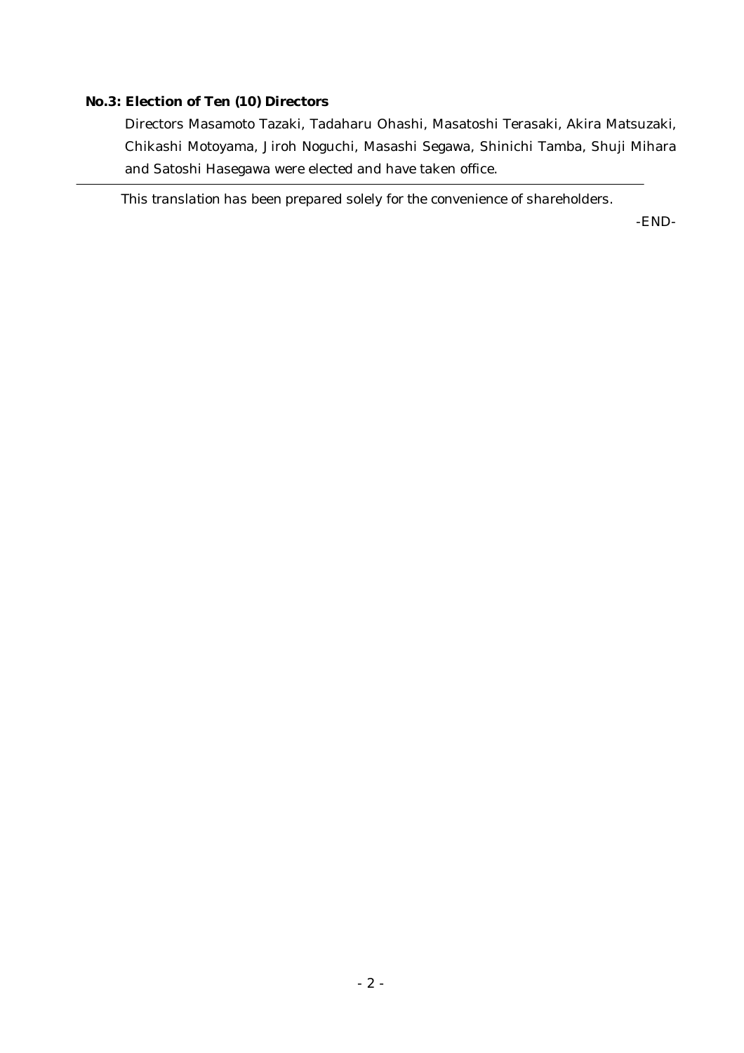**No.3: Election of Ten (10) Directors**

Directors Masamoto Tazaki, Tadaharu Ohashi, Masatoshi Terasaki, Akira Matsuzaki, Chikashi Motoyama, Jiroh Noguchi, Masashi Segawa, Shinichi Tamba, Shuji Mihara and Satoshi Hasegawa were elected and have taken office.

---

This translation has been prepared solely for the convenience of shareholders.

-END-